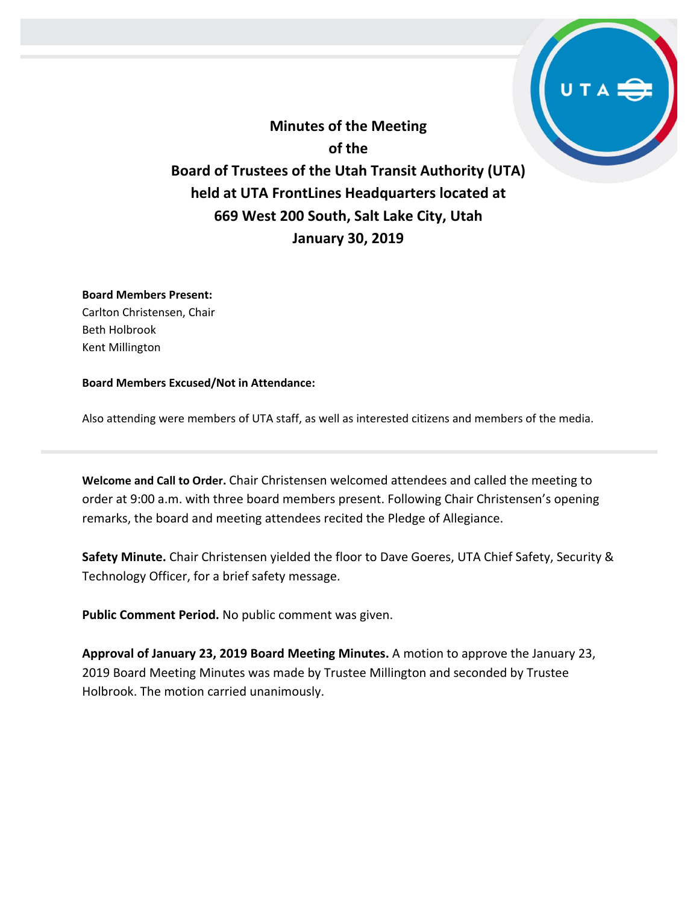# Minutes of the Meeting of the Board of Trustees of the Utah Transit Authority (UTA) held at UTA FrontLines Headquarters located at 669 West 200 South, Salt Lake City, Utah January 30, 2019

**Board Members Present:**
Carlton Christensen, Chair
Beth Holbrook
Kent Millington

**Board Members Excused/Not in Attendance:**

Also attending were members of UTA staff, as well as interested citizens and members of the media.

---

**Welcome and Call to Order.** Chair Christensen welcomed attendees and called the meeting to order at 9:00 a.m. with three board members present. Following Chair Christensen's opening remarks, the board and meeting attendees recited the Pledge of Allegiance.

**Safety Minute.** Chair Christensen yielded the floor to Dave Goeres, UTA Chief Safety, Security & Technology Officer, for a brief safety message.

**Public Comment Period.** No public comment was given.

**Approval of January 23, 2019 Board Meeting Minutes.** A motion to approve the January 23, 2019 Board Meeting Minutes was made by Trustee Millington and seconded by Trustee Holbrook. The motion carried unanimously.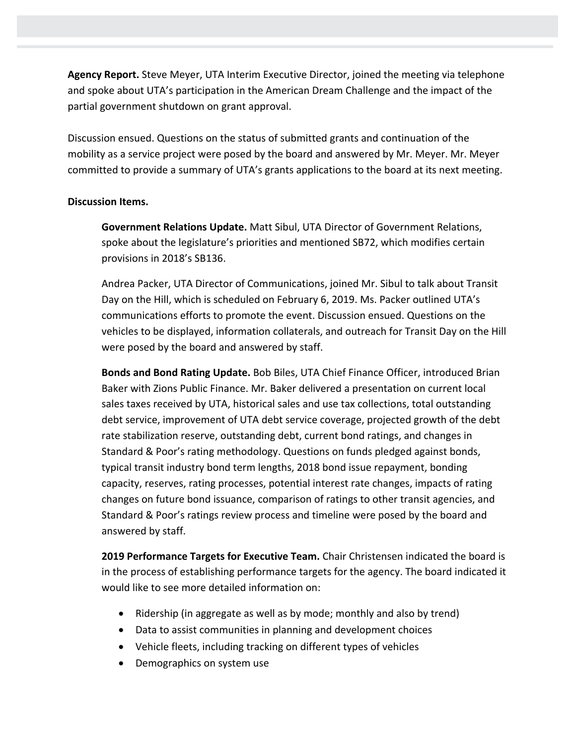**Agency Report.** Steve Meyer, UTA Interim Executive Director, joined the meeting via telephone and spoke about UTA's participation in the American Dream Challenge and the impact of the partial government shutdown on grant approval.

Discussion ensued. Questions on the status of submitted grants and continuation of the mobility as a service project were posed by the board and answered by Mr. Meyer. Mr. Meyer committed to provide a summary of UTA's grants applications to the board at its next meeting.

**Discussion Items.**

**Government Relations Update.** Matt Sibul, UTA Director of Government Relations, spoke about the legislature's priorities and mentioned SB72, which modifies certain provisions in 2018's SB136.

Andrea Packer, UTA Director of Communications, joined Mr. Sibul to talk about Transit Day on the Hill, which is scheduled on February 6, 2019. Ms. Packer outlined UTA's communications efforts to promote the event. Discussion ensued. Questions on the vehicles to be displayed, information collaterals, and outreach for Transit Day on the Hill were posed by the board and answered by staff.

**Bonds and Bond Rating Update.** Bob Biles, UTA Chief Finance Officer, introduced Brian Baker with Zions Public Finance. Mr. Baker delivered a presentation on current local sales taxes received by UTA, historical sales and use tax collections, total outstanding debt service, improvement of UTA debt service coverage, projected growth of the debt rate stabilization reserve, outstanding debt, current bond ratings, and changes in Standard & Poor's rating methodology. Questions on funds pledged against bonds, typical transit industry bond term lengths, 2018 bond issue repayment, bonding capacity, reserves, rating processes, potential interest rate changes, impacts of rating changes on future bond issuance, comparison of ratings to other transit agencies, and Standard & Poor's ratings review process and timeline were posed by the board and answered by staff.

**2019 Performance Targets for Executive Team.** Chair Christensen indicated the board is in the process of establishing performance targets for the agency. The board indicated it would like to see more detailed information on:

- Ridership (in aggregate as well as by mode; monthly and also by trend)
- Data to assist communities in planning and development choices
- Vehicle fleets, including tracking on different types of vehicles
- Demographics on system use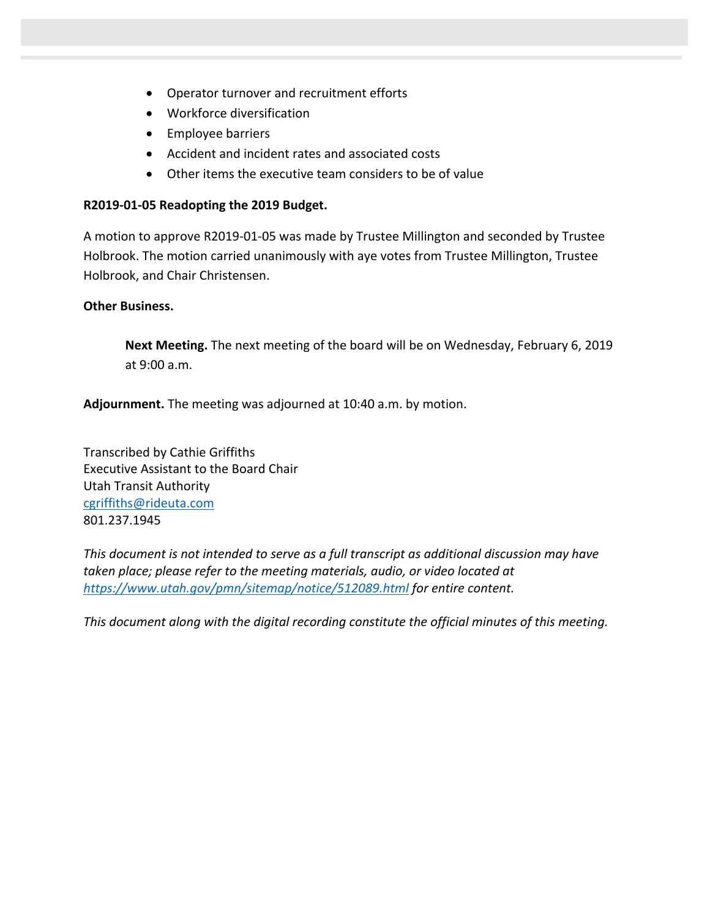- Operator turnover and recruitment efforts
- Workforce diversification
- Employee barriers
- Accident and incident rates and associated costs
- Other items the executive team considers to be of value

**R2019-01-05 Readopting the 2019 Budget.**

A motion to approve R2019-01-05 was made by Trustee Millington and seconded by Trustee Holbrook. The motion carried unanimously with aye votes from Trustee Millington, Trustee Holbrook, and Chair Christensen.

**Other Business.**

**Next Meeting.** The next meeting of the board will be on Wednesday, February 6, 2019 at 9:00 a.m.

**Adjournment.** The meeting was adjourned at 10:40 a.m. by motion.

Transcribed by Cathie Griffiths
Executive Assistant to the Board Chair
Utah Transit Authority
cgriffiths@rideuta.com
801.237.1945

*This document is not intended to serve as a full transcript as additional discussion may have taken place; please refer to the meeting materials, audio, or video located at https://www.utah.gov/pmn/sitemap/notice/512089.html for entire content.*

*This document along with the digital recording constitute the official minutes of this meeting.*